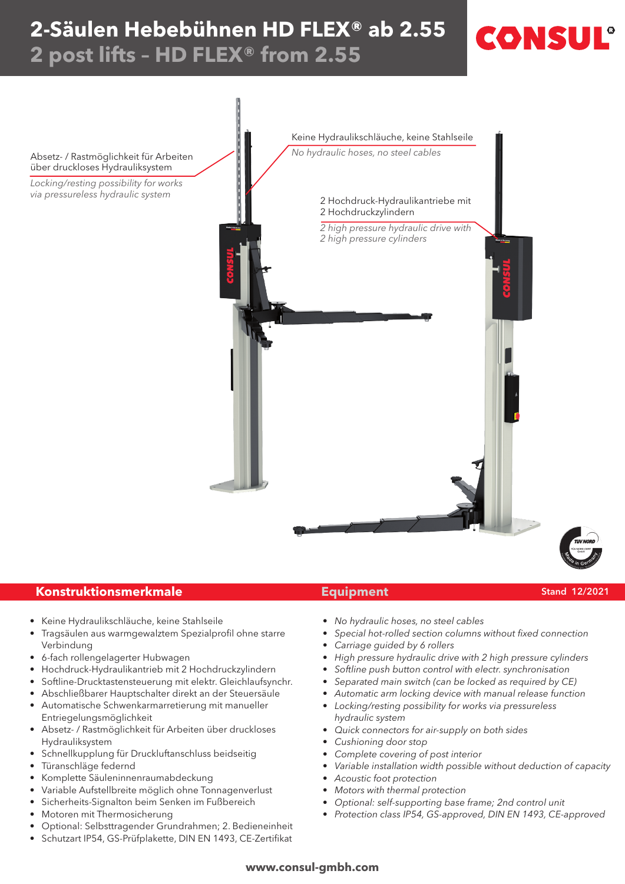# 2-Säulen Hebebühnen HD FLEX® ab 2.55

## 2 post lifts – HD FLEX® from 2.55

CONSUL®

Absetz- / Rastmöglichkeit für Arbeiten über druckloses Hydrauliksystem

*Locking/resting possibility for works via pressureless hydraulic system*

Keine Hydraulikschläuche, keine Stahlseile

*No hydraulic hoses, no steel cables*

2 Hochdruck-Hydraulikantriebe mit 2 Hochdruckzylindern

*2 high pressure hydraulic drive with 2 high pressure cylinders*

## Konstruktionsmerkmale

- Keine Hydraulikschläuche, keine Stahlseile
- Tragsäulen aus warmgewalztem Spezialprofil ohne starre Verbindung
- 6-fach rollengelagerter Hubwagen
- Hochdruck-Hydraulikantrieb mit 2 Hochdruckzylindern
- Softline-Drucktastensteuerung mit elektr. Gleichlaufsynchr.
- Abschließbarer Hauptschalter direkt an der Steuersäule
- Automatische Schwenkarmarretierung mit manueller Entriegelungsmöglichkeit
- Absetz- / Rastmöglichkeit für Arbeiten über druckloses Hydrauliksystem
- Schnellkupplung für Druckluftanschluss beidseitig
- Türanschläge federnd
- Komplette Säuleninnenraumabdeckung
- Variable Aufstellbreite möglich ohne Tonnagenverlust
- Sicherheits-Signalton beim Senken im Fußbereich
- Motoren mit Thermosicherung
- Optional: Selbsttragender Grundrahmen; 2. Bedieneinheit
- Schutzart IP54, GS-Prüfplakette, DIN EN 1493, CE-Zertifikat

## Equipment

Stand 12/2021

- *No hydraulic hoses, no steel cables*
- *Special hot-rolled section columns without fixed connection*
- *Carriage guided by 6 rollers*
- *High pressure hydraulic drive with 2 high pressure cylinders*
- *Softline push button control with electr. synchronisation*
- *Separated main switch (can be locked as required by CE)*
- *Automatic arm locking device with manual release function*
- *Locking/resting possibility for works via pressureless hydraulic system*
- *Quick connectors for air-supply on both sides*
- *Cushioning door stop*
- *Complete covering of post interior*
- *Variable installation width possible without deduction of capacity*
- *Acoustic foot protection*
- *Motors with thermal protection*
- *Optional: self-supporting base frame; 2nd control unit*
- *Protection class IP54, GS-approved, DIN EN 1493, CE-approved*

**www.consul-gmbh.com**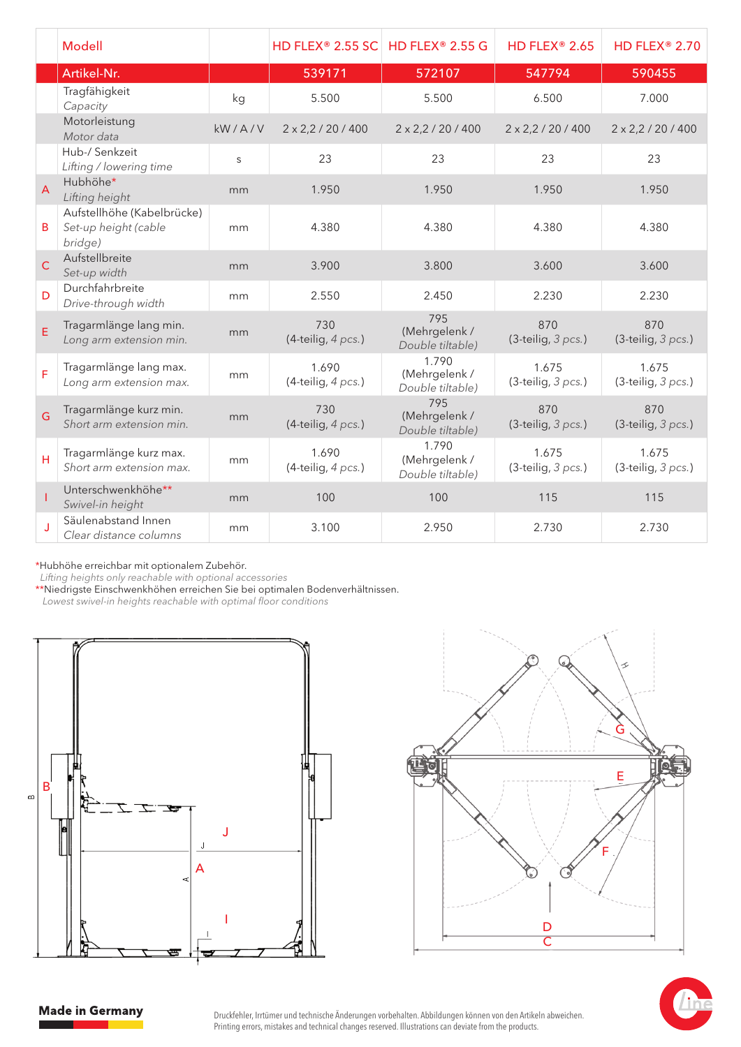| | Modell | | HD FLEX® 2.55 SC | HD FLEX® 2.55 G | HD FLEX® 2.65 | HD FLEX® 2.70 |
|---|---|---|---|---|---|---|
| | Artikel-Nr. | | 539171 | 572107 | 547794 | 590455 |
| | Tragfähigkeit *Capacity* | kg | 5.500 | 5.500 | 6.500 | 7.000 |
| | Motorleistung *Motor data* | kW / A / V | 2 x 2,2 / 20 / 400 | 2 x 2,2 / 20 / 400 | 2 x 2,2 / 20 / 400 | 2 x 2,2 / 20 / 400 |
| | Hub-/ Senkzeit *Lifting / lowering time* | s | 23 | 23 | 23 | 23 |
| A | Hubhöhe* *Lifting height* | mm | 1.950 | 1.950 | 1.950 | 1.950 |
| B | Aufstellhöhe (Kabelbrücke) *Set-up height (cable bridge)* | mm | 4.380 | 4.380 | 4.380 | 4.380 |
| C | Aufstellbreite *Set-up width* | mm | 3.900 | 3.800 | 3.600 | 3.600 |
| D | Durchfahrbreite *Drive-through width* | mm | 2.550 | 2.450 | 2.230 | 2.230 |
| E | Tragarmlänge lang min. *Long arm extension min.* | mm | 730 (4-teilig, *4 pcs.*) | 795 (Mehrgelenk / *Double tiltable*) | 870 (3-teilig, *3 pcs.*) | 870 (3-teilig, *3 pcs.*) |
| F | Tragarmlänge lang max. *Long arm extension max.* | mm | 1.690 (4-teilig, *4 pcs.*) | 1.790 (Mehrgelenk / *Double tiltable*) | 1.675 (3-teilig, *3 pcs.*) | 1.675 (3-teilig, *3 pcs.*) |
| G | Tragarmlänge kurz min. *Short arm extension min.* | mm | 730 (4-teilig, *4 pcs.*) | 795 (Mehrgelenk / *Double tiltable*) | 870 (3-teilig, *3 pcs.*) | 870 (3-teilig, *3 pcs.*) |
| H | Tragarmlänge kurz max. *Short arm extension max.* | mm | 1.690 (4-teilig, *4 pcs.*) | 1.790 (Mehrgelenk / *Double tiltable*) | 1.675 (3-teilig, *3 pcs.*) | 1.675 (3-teilig, *3 pcs.*) |
| I | Unterschwenkhöhe** *Swivel-in height* | mm | 100 | 100 | 115 | 115 |
| J | Säulenabstand Innen *Clear distance columns* | mm | 3.100 | 2.950 | 2.730 | 2.730 |

*Hubhöhe erreichbar mit optionalem Zubehör.
*Lifting heights only reachable with optional accessories*
**Niedrigste Einschwenkhöhen erreichen Sie bei optimalen Bodenverhältnissen.
*Lowest swivel-in heights reachable with optimal floor conditions*

B
J
A
I

G
E
F
D
C

**Made in Germany**

Druckfehler, Irrtümer und technische Änderungen vorbehalten. Abbildungen können von den Artikeln abweichen.
Printing errors, mistakes and technical changes reserved. Illustrations can deviate from the products.